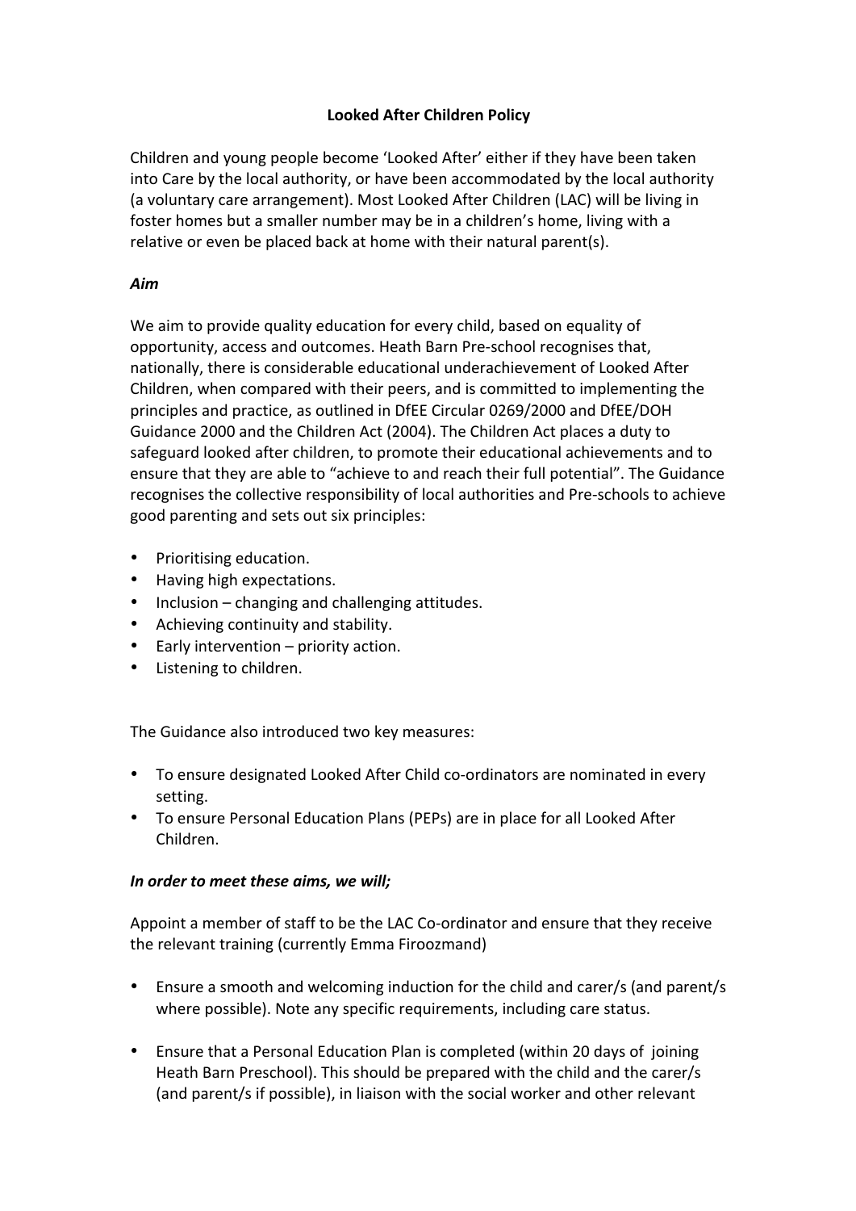# Looked After Children Policy

Children and young people become 'Looked After' either if they have been taken into Care by the local authority, or have been accommodated by the local authority (a voluntary care arrangement). Most Looked After Children (LAC) will be living in foster homes but a smaller number may be in a children's home, living with a relative or even be placed back at home with their natural parent(s).

***Aim***

We aim to provide quality education for every child, based on equality of opportunity, access and outcomes. Heath Barn Pre-school recognises that, nationally, there is considerable educational underachievement of Looked After Children, when compared with their peers, and is committed to implementing the principles and practice, as outlined in DfEE Circular 0269/2000 and DfEE/DOH Guidance 2000 and the Children Act (2004). The Children Act places a duty to safeguard looked after children, to promote their educational achievements and to ensure that they are able to "achieve to and reach their full potential". The Guidance recognises the collective responsibility of local authorities and Pre-schools to achieve good parenting and sets out six principles:

- Prioritising education.
- Having high expectations.
- Inclusion – changing and challenging attitudes.
- Achieving continuity and stability.
- Early intervention – priority action.
- Listening to children.

The Guidance also introduced two key measures:

- To ensure designated Looked After Child co-ordinators are nominated in every setting.
- To ensure Personal Education Plans (PEPs) are in place for all Looked After Children.

***In order to meet these aims, we will;***

Appoint a member of staff to be the LAC Co-ordinator and ensure that they receive the relevant training (currently Emma Firoozmand)

- Ensure a smooth and welcoming induction for the child and carer/s (and parent/s where possible). Note any specific requirements, including care status.
- Ensure that a Personal Education Plan is completed (within 20 days of joining Heath Barn Preschool). This should be prepared with the child and the carer/s (and parent/s if possible), in liaison with the social worker and other relevant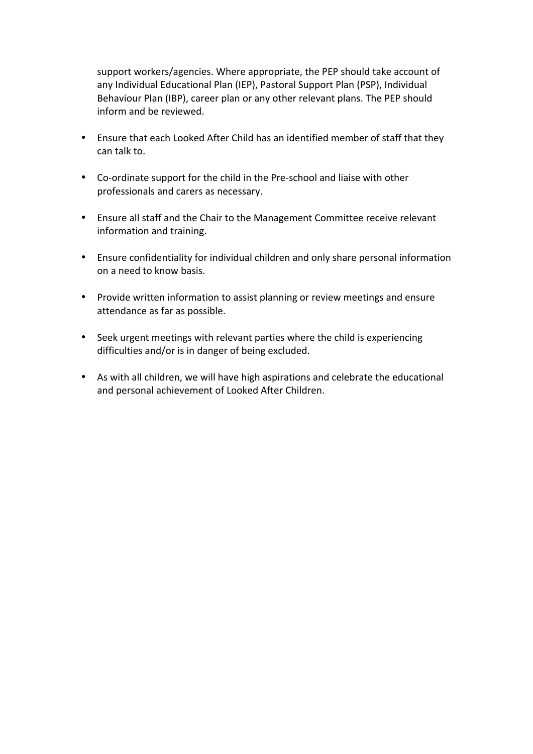support workers/agencies. Where appropriate, the PEP should take account of any Individual Educational Plan (IEP), Pastoral Support Plan (PSP), Individual Behaviour Plan (IBP), career plan or any other relevant plans. The PEP should inform and be reviewed.

- Ensure that each Looked After Child has an identified member of staff that they can talk to.

- Co-ordinate support for the child in the Pre-school and liaise with other professionals and carers as necessary.

- Ensure all staff and the Chair to the Management Committee receive relevant information and training.

- Ensure confidentiality for individual children and only share personal information on a need to know basis.

- Provide written information to assist planning or review meetings and ensure attendance as far as possible.

- Seek urgent meetings with relevant parties where the child is experiencing difficulties and/or is in danger of being excluded.

- As with all children, we will have high aspirations and celebrate the educational and personal achievement of Looked After Children.